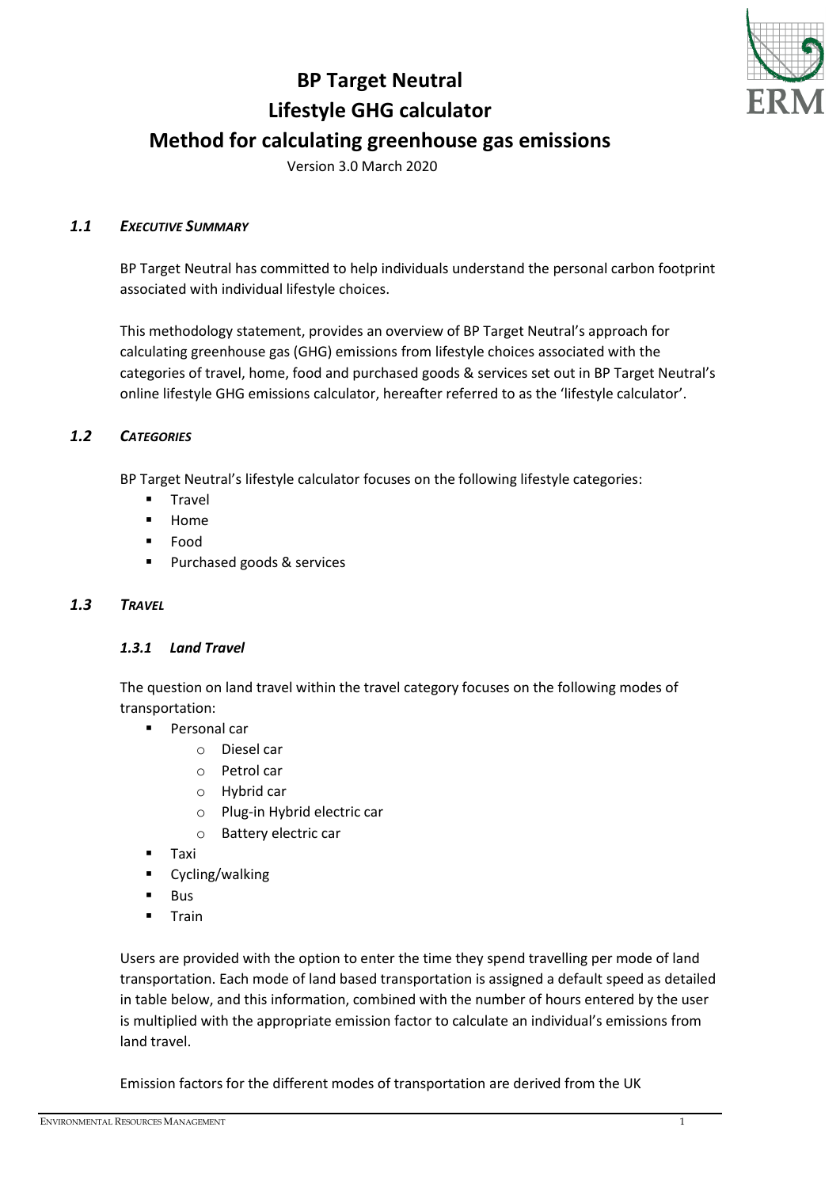# BP Target Neutral
# Lifestyle GHG calculator
# Method for calculating greenhouse gas emissions

Version 3.0 March 2020

## *1.1 EXECUTIVE SUMMARY*

BP Target Neutral has committed to help individuals understand the personal carbon footprint associated with individual lifestyle choices.

This methodology statement, provides an overview of BP Target Neutral's approach for calculating greenhouse gas (GHG) emissions from lifestyle choices associated with the categories of travel, home, food and purchased goods & services set out in BP Target Neutral's online lifestyle GHG emissions calculator, hereafter referred to as the 'lifestyle calculator'.

## *1.2 CATEGORIES*

BP Target Neutral's lifestyle calculator focuses on the following lifestyle categories:

- Travel
- Home
- Food
- Purchased goods & services

## *1.3 TRAVEL*

### *1.3.1 Land Travel*

The question on land travel within the travel category focuses on the following modes of transportation:

- Personal car
    - Diesel car
    - Petrol car
    - Hybrid car
    - Plug-in Hybrid electric car
    - Battery electric car
- Taxi
- Cycling/walking
- Bus
- Train

Users are provided with the option to enter the time they spend travelling per mode of land transportation. Each mode of land based transportation is assigned a default speed as detailed in table below, and this information, combined with the number of hours entered by the user is multiplied with the appropriate emission factor to calculate an individual's emissions from land travel.

Emission factors for the different modes of transportation are derived from the UK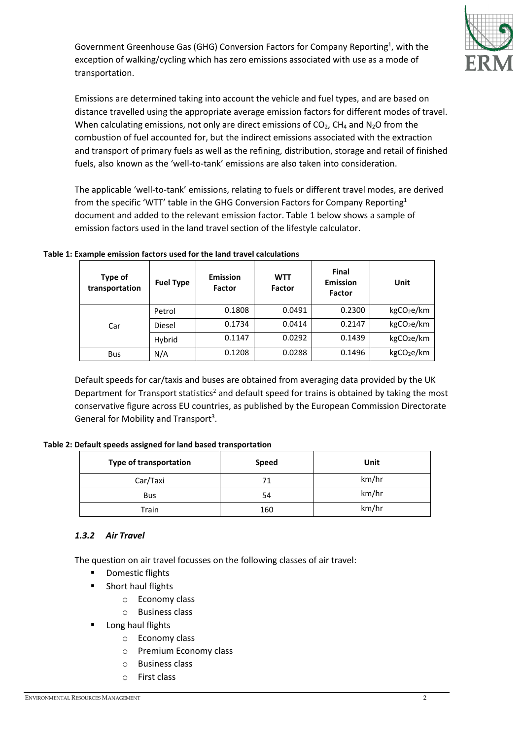Government Greenhouse Gas (GHG) Conversion Factors for Company Reporting[1], with the exception of walking/cycling which has zero emissions associated with use as a mode of transportation.

Emissions are determined taking into account the vehicle and fuel types, and are based on distance travelled using the appropriate average emission factors for different modes of travel. When calculating emissions, not only are direct emissions of $CO_2$, $CH_4$ and $N_2O$ from the combustion of fuel accounted for, but the indirect emissions associated with the extraction and transport of primary fuels as well as the refining, distribution, storage and retail of finished fuels, also known as the 'well-to-tank' emissions are also taken into consideration.

The applicable 'well-to-tank' emissions, relating to fuels or different travel modes, are derived from the specific 'WTT' table in the GHG Conversion Factors for Company Reporting[1] document and added to the relevant emission factor. Table 1 below shows a sample of emission factors used in the land travel section of the lifestyle calculator.

**Table 1: Example emission factors used for the land travel calculations**

| Type of transportation | Fuel Type | Emission Factor | WTT Factor | Final Emission Factor | Unit |
|---|---|---|---|---|---|
| Car | Petrol | 0.1808 | 0.0491 | 0.2300 | $kgCO_2e/km$ |
| | Diesel | 0.1734 | 0.0414 | 0.2147 | $kgCO_2e/km$ |
| | Hybrid | 0.1147 | 0.0292 | 0.1439 | $kgCO_2e/km$ |
| Bus | N/A | 0.1208 | 0.0288 | 0.1496 | $kgCO_2e/km$ |

Default speeds for car/taxis and buses are obtained from averaging data provided by the UK Department for Transport statistics[2] and default speed for trains is obtained by taking the most conservative figure across EU countries, as published by the European Commission Directorate General for Mobility and Transport[3].

**Table 2: Default speeds assigned for land based transportation**

| Type of transportation | Speed | Unit |
|---|---|---|
| Car/Taxi | 71 | km/hr |
| Bus | 54 | km/hr |
| Train | 160 | km/hr |

### *1.3.2 Air Travel*

The question on air travel focusses on the following classes of air travel:

- Domestic flights
- Short haul flights
  - Economy class
  - Business class
- Long haul flights
  - Economy class
  - Premium Economy class
  - Business class
  - First class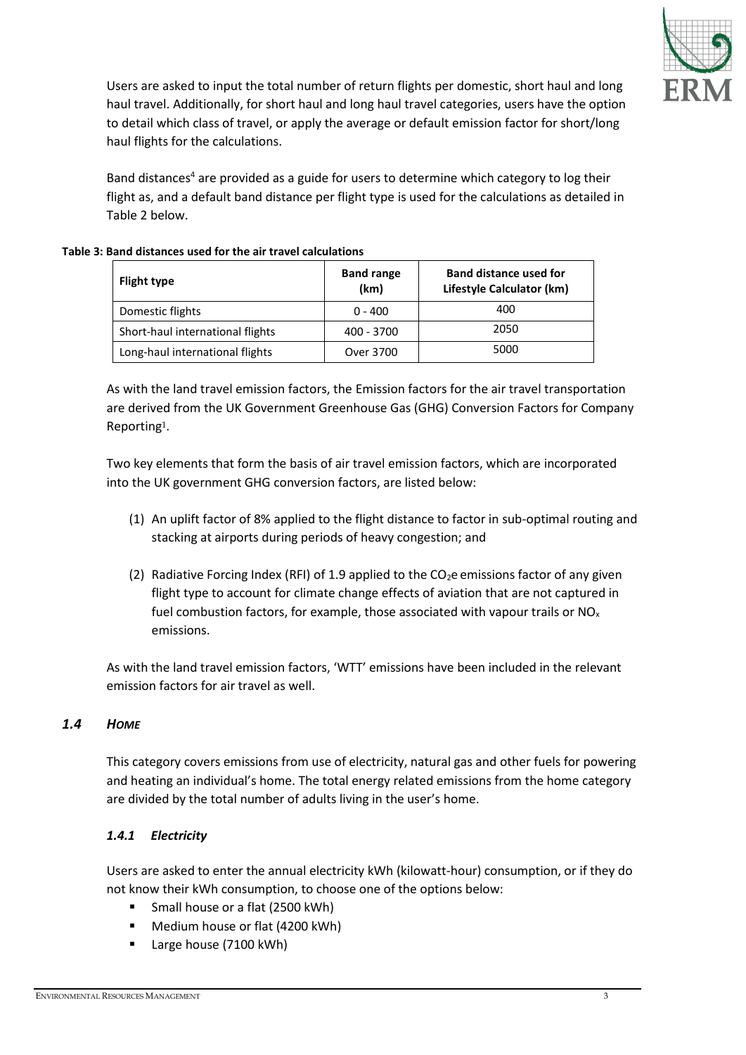Users are asked to input the total number of return flights per domestic, short haul and long haul travel. Additionally, for short haul and long haul travel categories, users have the option to detail which class of travel, or apply the average or default emission factor for short/long haul flights for the calculations.

Band distances[4] are provided as a guide for users to determine which category to log their flight as, and a default band distance per flight type is used for the calculations as detailed in Table 2 below.

**Table 3: Band distances used for the air travel calculations**

| Flight type | Band range (km) | Band distance used for Lifestyle Calculator (km) |
|---|---|---|
| Domestic flights | 0 - 400 | 400 |
| Short-haul international flights | 400 - 3700 | 2050 |
| Long-haul international flights | Over 3700 | 5000 |

As with the land travel emission factors, the Emission factors for the air travel transportation are derived from the UK Government Greenhouse Gas (GHG) Conversion Factors for Company Reporting[1].

Two key elements that form the basis of air travel emission factors, which are incorporated into the UK government GHG conversion factors, are listed below:

(1) An uplift factor of 8% applied to the flight distance to factor in sub-optimal routing and stacking at airports during periods of heavy congestion; and

(2) Radiative Forcing Index (RFI) of 1.9 applied to the $CO_2e$ emissions factor of any given flight type to account for climate change effects of aviation that are not captured in fuel combustion factors, for example, those associated with vapour trails or $NO_x$ emissions.

As with the land travel emission factors, 'WTT' emissions have been included in the relevant emission factors for air travel as well.

## *1.4 Home*

This category covers emissions from use of electricity, natural gas and other fuels for powering and heating an individual's home. The total energy related emissions from the home category are divided by the total number of adults living in the user's home.

### *1.4.1 Electricity*

Users are asked to enter the annual electricity kWh (kilowatt-hour) consumption, or if they do not know their kWh consumption, to choose one of the options below:

- Small house or a flat (2500 kWh)
- Medium house or flat (4200 kWh)
- Large house (7100 kWh)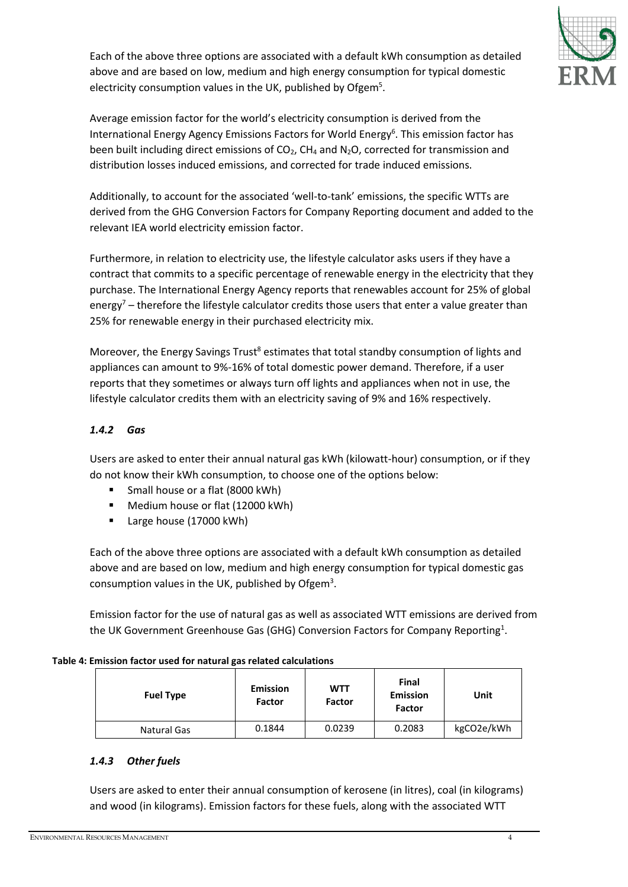Each of the above three options are associated with a default kWh consumption as detailed above and are based on low, medium and high energy consumption for typical domestic electricity consumption values in the UK, published by Ofgem[5].

Average emission factor for the world's electricity consumption is derived from the International Energy Agency Emissions Factors for World Energy[6]. This emission factor has been built including direct emissions of $CO_2$, $CH_4$ and $N_2O$, corrected for transmission and distribution losses induced emissions, and corrected for trade induced emissions.

Additionally, to account for the associated 'well-to-tank' emissions, the specific WTTs are derived from the GHG Conversion Factors for Company Reporting document and added to the relevant IEA world electricity emission factor.

Furthermore, in relation to electricity use, the lifestyle calculator asks users if they have a contract that commits to a specific percentage of renewable energy in the electricity that they purchase. The International Energy Agency reports that renewables account for 25% of global energy[7] – therefore the lifestyle calculator credits those users that enter a value greater than 25% for renewable energy in their purchased electricity mix.

Moreover, the Energy Savings Trust[8] estimates that total standby consumption of lights and appliances can amount to 9%-16% of total domestic power demand. Therefore, if a user reports that they sometimes or always turn off lights and appliances when not in use, the lifestyle calculator credits them with an electricity saving of 9% and 16% respectively.

### *1.4.2 Gas*

Users are asked to enter their annual natural gas kWh (kilowatt-hour) consumption, or if they do not know their kWh consumption, to choose one of the options below:

- Small house or a flat (8000 kWh)
- Medium house or flat (12000 kWh)
- Large house (17000 kWh)

Each of the above three options are associated with a default kWh consumption as detailed above and are based on low, medium and high energy consumption for typical domestic gas consumption values in the UK, published by Ofgem[3].

Emission factor for the use of natural gas as well as associated WTT emissions are derived from the UK Government Greenhouse Gas (GHG) Conversion Factors for Company Reporting[1].

**Table 4: Emission factor used for natural gas related calculations**

| Fuel Type | Emission Factor | WTT Factor | Final Emission Factor | Unit |
|---|---|---|---|---|
| Natural Gas | 0.1844 | 0.0239 | 0.2083 | kgCO2e/kWh |

### *1.4.3 Other fuels*

Users are asked to enter their annual consumption of kerosene (in litres), coal (in kilograms) and wood (in kilograms). Emission factors for these fuels, along with the associated WTT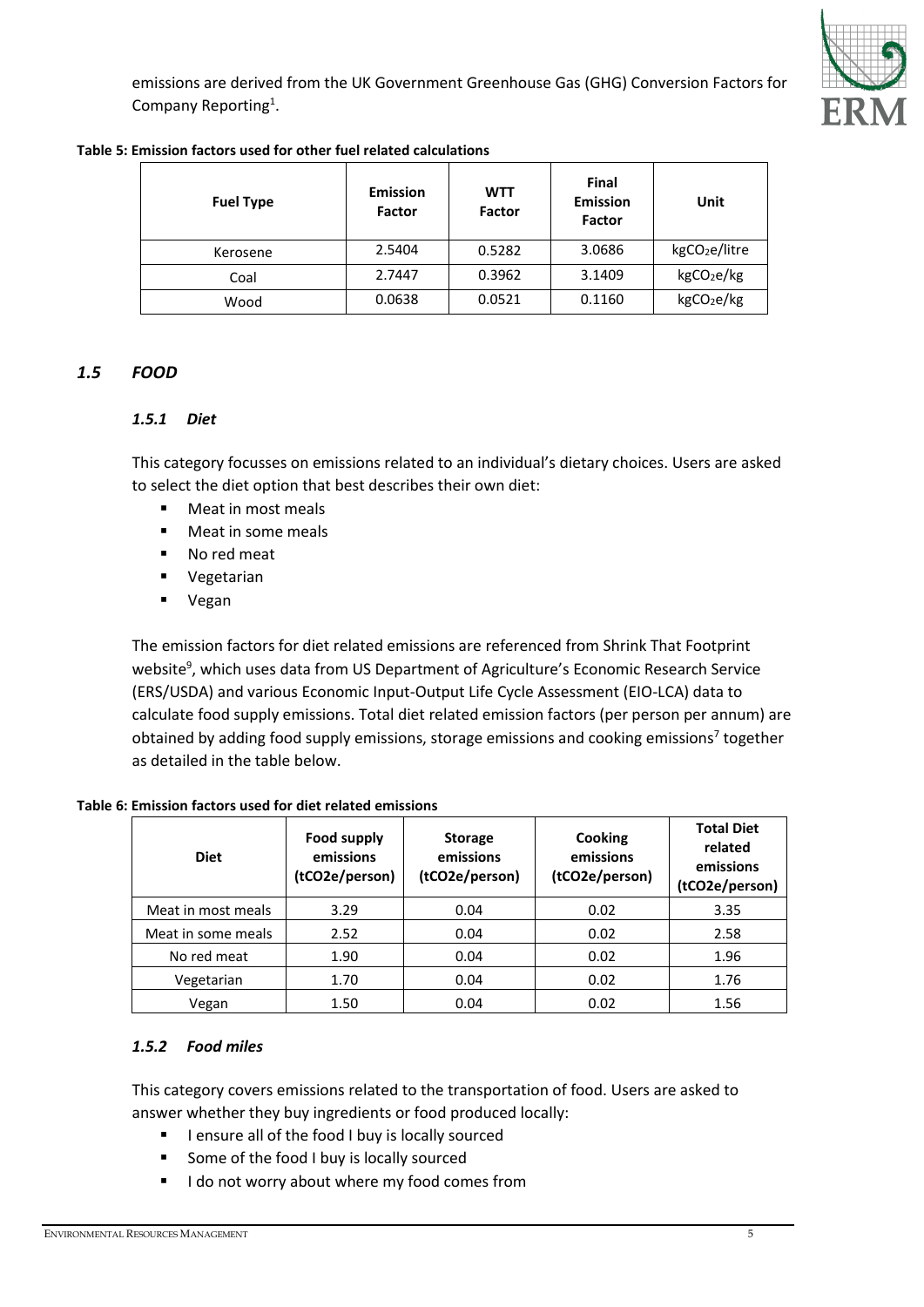emissions are derived from the UK Government Greenhouse Gas (GHG) Conversion Factors for Company Reporting[1].

**Table 5: Emission factors used for other fuel related calculations**

| Fuel Type | Emission Factor | WTT Factor | Final Emission Factor | Unit |
|---|---|---|---|---|
| Kerosene | 2.5404 | 0.5282 | 3.0686 | $kgCO_2e$/litre |
| Coal | 2.7447 | 0.3962 | 3.1409 | $kgCO_2e$/kg |
| Wood | 0.0638 | 0.0521 | 0.1160 | $kgCO_2e$/kg |

## *1.5 FOOD*

### *1.5.1 Diet*

This category focusses on emissions related to an individual's dietary choices. Users are asked to select the diet option that best describes their own diet:

- Meat in most meals
- Meat in some meals
- No red meat
- Vegetarian
- Vegan

The emission factors for diet related emissions are referenced from Shrink That Footprint website[9], which uses data from US Department of Agriculture's Economic Research Service (ERS/USDA) and various Economic Input-Output Life Cycle Assessment (EIO-LCA) data to calculate food supply emissions. Total diet related emission factors (per person per annum) are obtained by adding food supply emissions, storage emissions and cooking emissions[7] together as detailed in the table below.

**Table 6: Emission factors used for diet related emissions**

| Diet | Food supply emissions (tCO2e/person) | Storage emissions (tCO2e/person) | Cooking emissions (tCO2e/person) | Total Diet related emissions (tCO2e/person) |
|---|---|---|---|---|
| Meat in most meals | 3.29 | 0.04 | 0.02 | 3.35 |
| Meat in some meals | 2.52 | 0.04 | 0.02 | 2.58 |
| No red meat | 1.90 | 0.04 | 0.02 | 1.96 |
| Vegetarian | 1.70 | 0.04 | 0.02 | 1.76 |
| Vegan | 1.50 | 0.04 | 0.02 | 1.56 |

### *1.5.2 Food miles*

This category covers emissions related to the transportation of food. Users are asked to answer whether they buy ingredients or food produced locally:

- I ensure all of the food I buy is locally sourced
- Some of the food I buy is locally sourced
- I do not worry about where my food comes from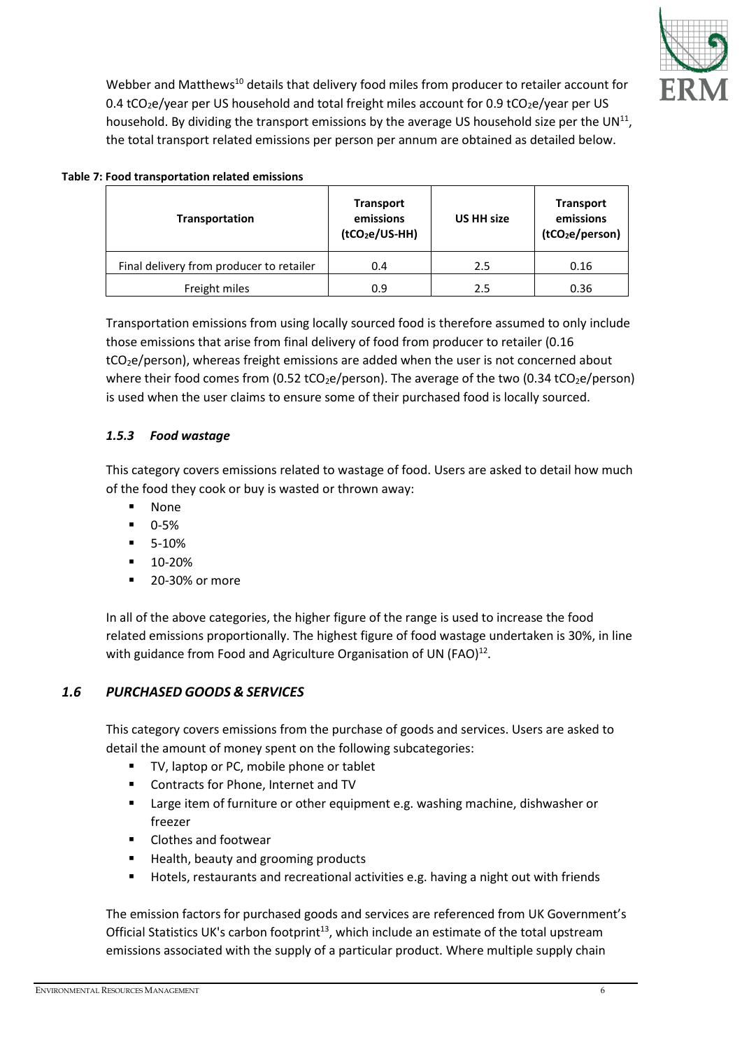Webber and Matthews[10] details that delivery food miles from producer to retailer account for 0.4 $tCO_2e$/year per US household and total freight miles account for 0.9 $tCO_2e$/year per US household. By dividing the transport emissions by the average US household size per the UN[11], the total transport related emissions per person per annum are obtained as detailed below.

**Table 7: Food transportation related emissions**

| Transportation | Transport emissions ($tCO_2e$/US-HH) | US HH size | Transport emissions ($tCO_2e$/person) |
|---|---|---|---|
| Final delivery from producer to retailer | 0.4 | 2.5 | 0.16 |
| Freight miles | 0.9 | 2.5 | 0.36 |

Transportation emissions from using locally sourced food is therefore assumed to only include those emissions that arise from final delivery of food from producer to retailer (0.16 $tCO_2e$/person), whereas freight emissions are added when the user is not concerned about where their food comes from (0.52 $tCO_2e$/person). The average of the two (0.34 $tCO_2e$/person) is used when the user claims to ensure some of their purchased food is locally sourced.

### *1.5.3 Food wastage*

This category covers emissions related to wastage of food. Users are asked to detail how much of the food they cook or buy is wasted or thrown away:

- None
- 0-5%
- 5-10%
- 10-20%
- 20-30% or more

In all of the above categories, the higher figure of the range is used to increase the food related emissions proportionally. The highest figure of food wastage undertaken is 30%, in line with guidance from Food and Agriculture Organisation of UN (FAO)[12].

## *1.6 PURCHASED GOODS & SERVICES*

This category covers emissions from the purchase of goods and services. Users are asked to detail the amount of money spent on the following subcategories:

- TV, laptop or PC, mobile phone or tablet
- Contracts for Phone, Internet and TV
- Large item of furniture or other equipment e.g. washing machine, dishwasher or freezer
- Clothes and footwear
- Health, beauty and grooming products
- Hotels, restaurants and recreational activities e.g. having a night out with friends

The emission factors for purchased goods and services are referenced from UK Government's Official Statistics UK's carbon footprint[13], which include an estimate of the total upstream emissions associated with the supply of a particular product. Where multiple supply chain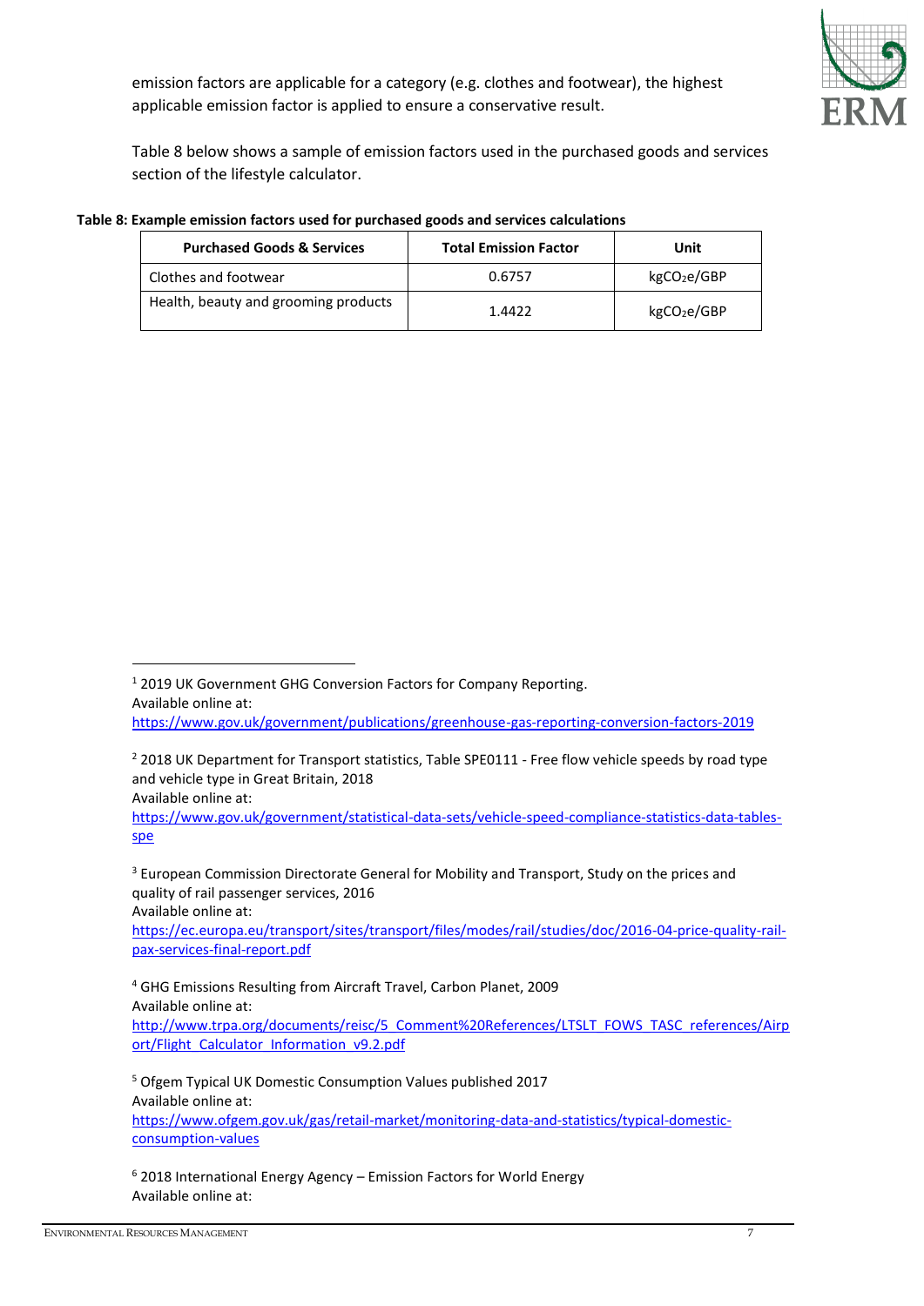emission factors are applicable for a category (e.g. clothes and footwear), the highest applicable emission factor is applied to ensure a conservative result.

Table 8 below shows a sample of emission factors used in the purchased goods and services section of the lifestyle calculator.

**Table 8: Example emission factors used for purchased goods and services calculations**

| Purchased Goods & Services | Total Emission Factor | Unit |
|---|---|---|
| Clothes and footwear | 0.6757 | $kgCO_2e/GBP$ |
| Health, beauty and grooming products | 1.4422 | $kgCO_2e/GBP$ |

---

[1] 2019 UK Government GHG Conversion Factors for Company Reporting.
Available online at:
https://www.gov.uk/government/publications/greenhouse-gas-reporting-conversion-factors-2019

[2] 2018 UK Department for Transport statistics, Table SPE0111 - Free flow vehicle speeds by road type and vehicle type in Great Britain, 2018
Available online at:
https://www.gov.uk/government/statistical-data-sets/vehicle-speed-compliance-statistics-data-tables-spe

[3] European Commission Directorate General for Mobility and Transport, Study on the prices and quality of rail passenger services, 2016
Available online at:
https://ec.europa.eu/transport/sites/transport/files/modes/rail/studies/doc/2016-04-price-quality-rail-pax-services-final-report.pdf

[4] GHG Emissions Resulting from Aircraft Travel, Carbon Planet, 2009
Available online at:
http://www.trpa.org/documents/reisc/5_Comment%20References/LTSLT_FOWS_TASC_references/Airport/Flight_Calculator_Information_v9.2.pdf

[5] Ofgem Typical UK Domestic Consumption Values published 2017
Available online at:
https://www.ofgem.gov.uk/gas/retail-market/monitoring-data-and-statistics/typical-domestic-consumption-values

[6] 2018 International Energy Agency – Emission Factors for World Energy
Available online at: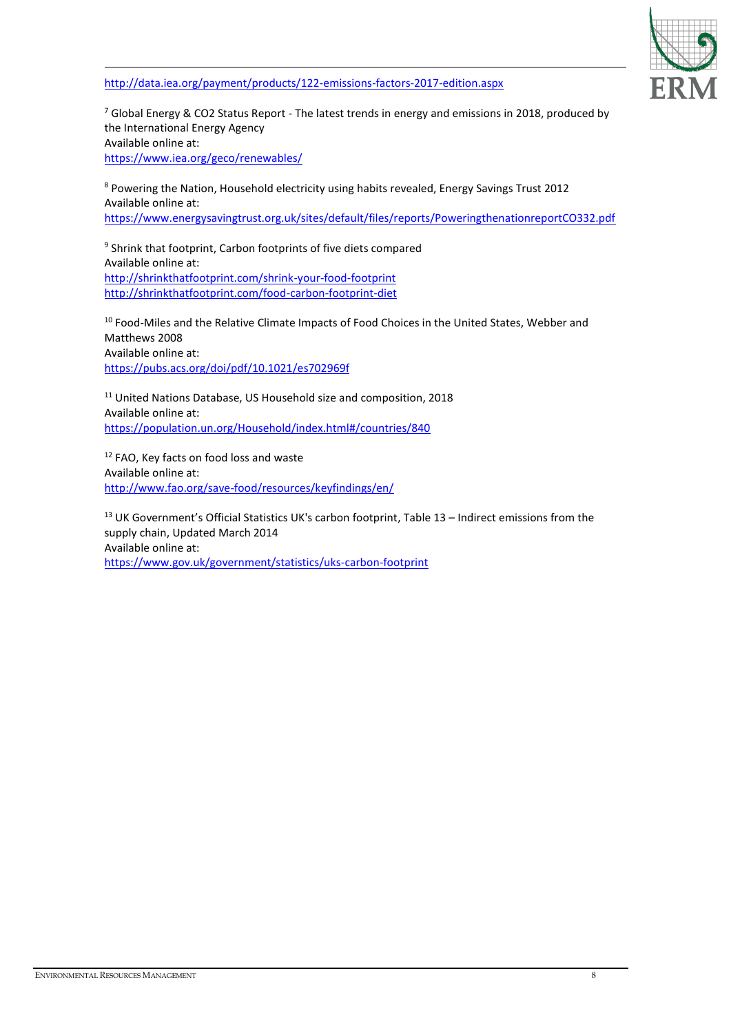http://data.iea.org/payment/products/122-emissions-factors-2017-edition.aspx

[7] Global Energy & CO2 Status Report - The latest trends in energy and emissions in 2018, produced by the International Energy Agency
Available online at:
https://www.iea.org/geco/renewables/

[8] Powering the Nation, Household electricity using habits revealed, Energy Savings Trust 2012
Available online at:
https://www.energysavingtrust.org.uk/sites/default/files/reports/PoweringthenationreportCO332.pdf

[9] Shrink that footprint, Carbon footprints of five diets compared
Available online at:
http://shrinkthatfootprint.com/shrink-your-food-footprint
http://shrinkthatfootprint.com/food-carbon-footprint-diet

[10] Food-Miles and the Relative Climate Impacts of Food Choices in the United States, Webber and Matthews 2008
Available online at:
https://pubs.acs.org/doi/pdf/10.1021/es702969f

[11] United Nations Database, US Household size and composition, 2018
Available online at:
https://population.un.org/Household/index.html#/countries/840

[12] FAO, Key facts on food loss and waste
Available online at:
http://www.fao.org/save-food/resources/keyfindings/en/

[13] UK Government's Official Statistics UK's carbon footprint, Table 13 – Indirect emissions from the supply chain, Updated March 2014
Available online at:
https://www.gov.uk/government/statistics/uks-carbon-footprint